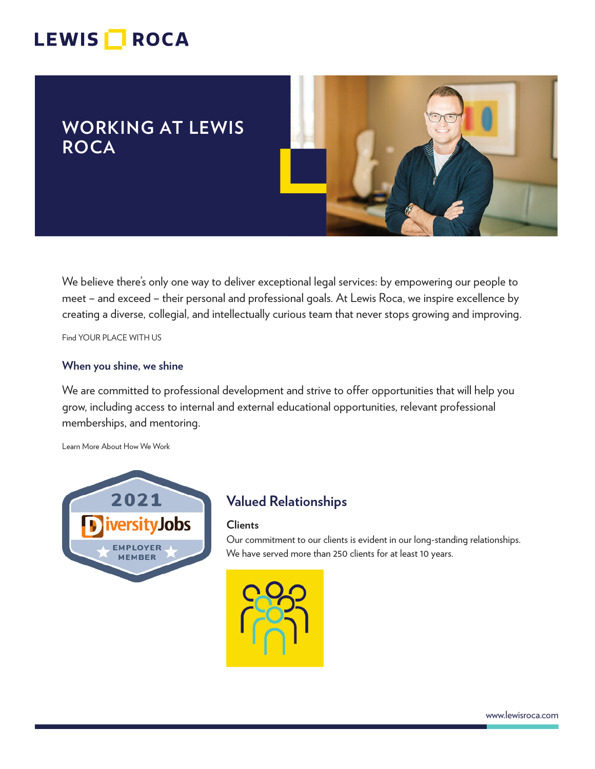# WORKING AT LEWIS ROCA

We believe there's only one way to deliver exceptional legal services: by empowering our people to meet – and exceed – their personal and professional goals. At Lewis Roca, we inspire excellence by creating a diverse, collegial, and intellectually curious team that never stops growing and improving.

Find YOUR PLACE WITH US

### When you shine, we shine

We are committed to professional development and strive to offer opportunities that will help you grow, including access to internal and external educational opportunities, relevant professional memberships, and mentoring.

Learn More About How We Work

## Valued Relationships

### Clients

Our commitment to our clients is evident in our long-standing relationships. We have served more than 250 clients for at least 10 years.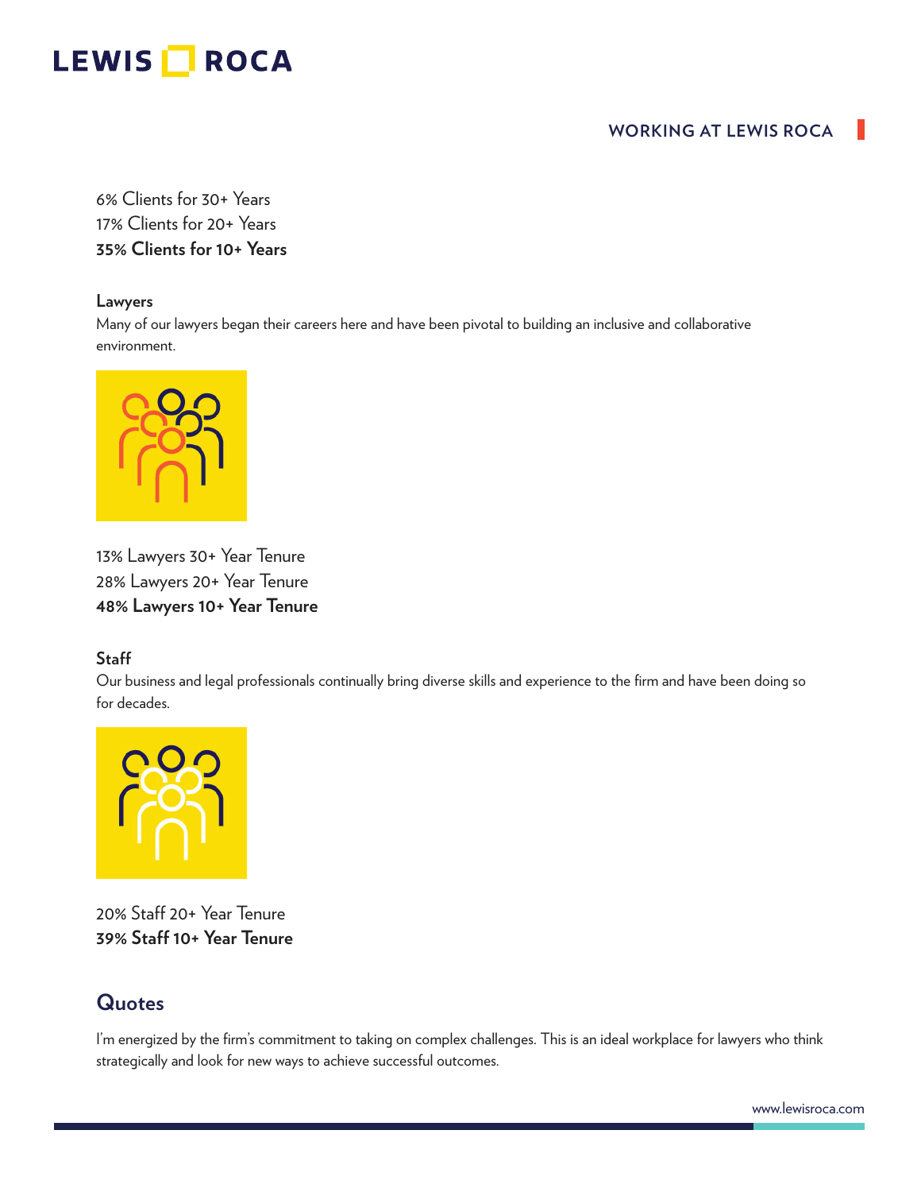6% Clients for 30+ Years
17% Clients for 20+ Years
**35% Clients for 10+ Years**

**Lawyers**

Many of our lawyers began their careers here and have been pivotal to building an inclusive and collaborative environment.

13% Lawyers 30+ Year Tenure
28% Lawyers 20+ Year Tenure
**48% Lawyers 10+ Year Tenure**

**Staff**

Our business and legal professionals continually bring diverse skills and experience to the firm and have been doing so for decades.

20% Staff 20+ Year Tenure
**39% Staff 10+ Year Tenure**

## Quotes

I'm energized by the firm's commitment to taking on complex challenges. This is an ideal workplace for lawyers who think strategically and look for new ways to achieve successful outcomes.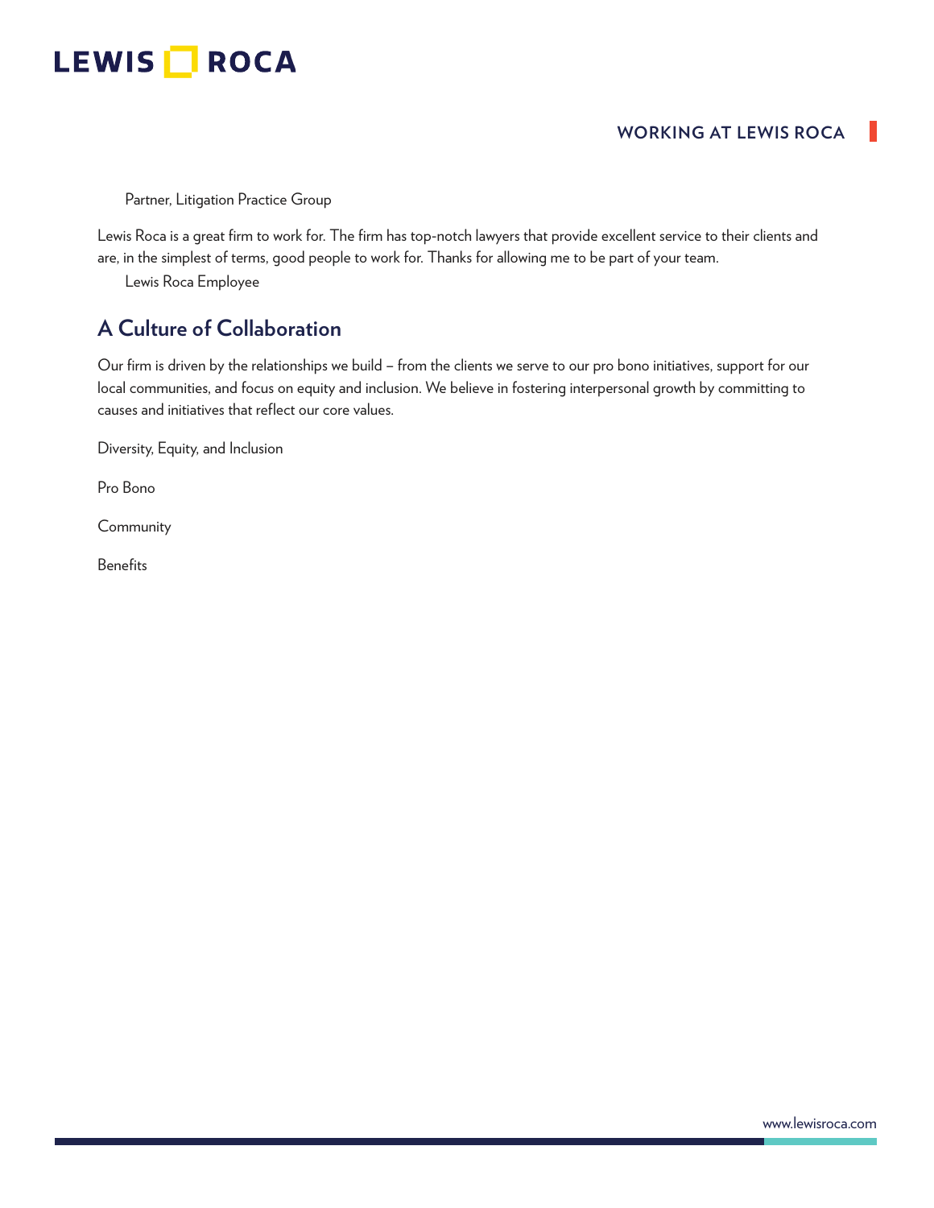Partner, Litigation Practice Group

Lewis Roca is a great firm to work for. The firm has top-notch lawyers that provide excellent service to their clients and are, in the simplest of terms, good people to work for. Thanks for allowing me to be part of your team.

Lewis Roca Employee

## A Culture of Collaboration

Our firm is driven by the relationships we build – from the clients we serve to our pro bono initiatives, support for our local communities, and focus on equity and inclusion. We believe in fostering interpersonal growth by committing to causes and initiatives that reflect our core values.

Diversity, Equity, and Inclusion

Pro Bono

Community

Benefits